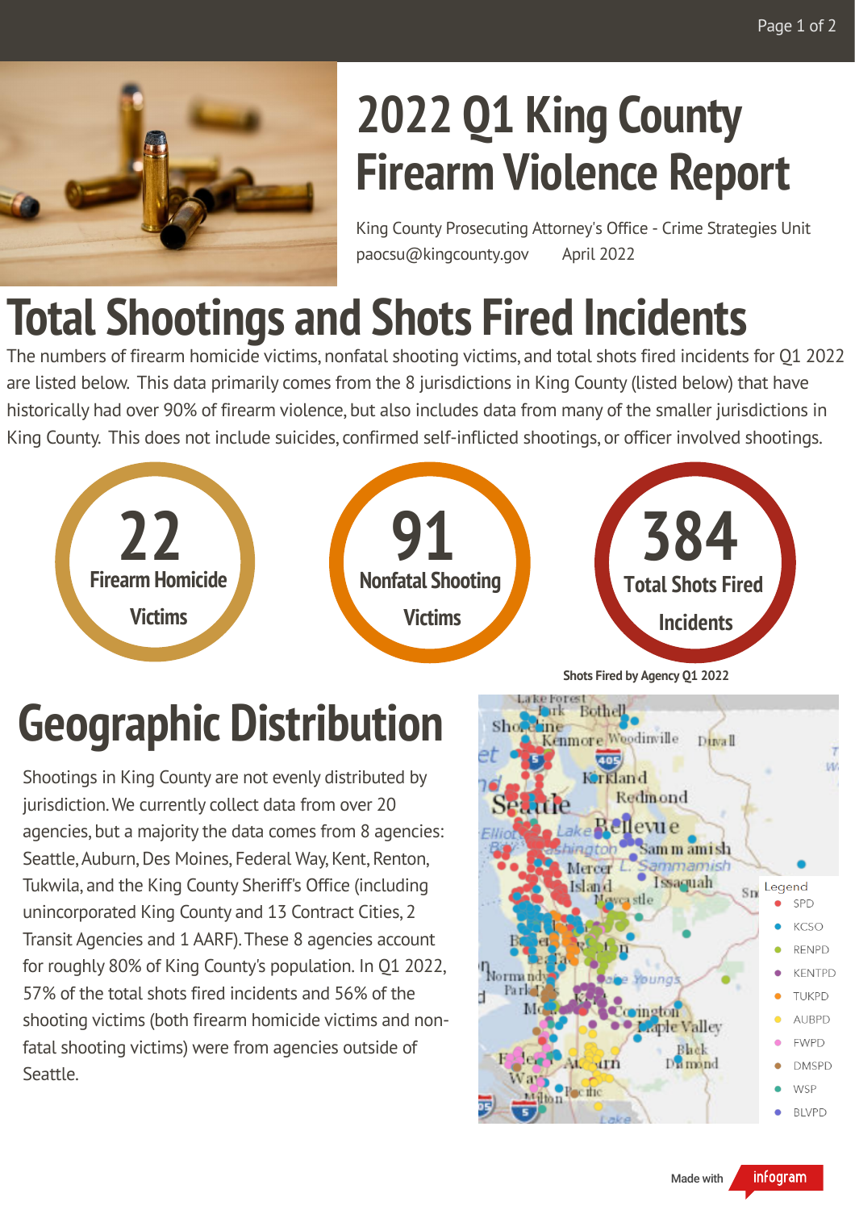# 2022 Q1 King County Firearm Violence Report

King County Prosecuting Attorney's Office - Crime Strategies Unit
paocsu@kingcounty.gov April 2022

# Total Shootings and Shots Fired Incidents

The numbers of firearm homicide victims, nonfatal shooting victims, and total shots fired incidents for Q1 2022 are listed below. This data primarily comes from the 8 jurisdictions in King County (listed below) that have historically had over 90% of firearm violence, but also includes data from many of the smaller jurisdictions in King County. This does not include suicides, confirmed self-inflicted shootings, or officer involved shootings.

**22** Firearm Homicide Victims

**91** Nonfatal Shooting Victims

**384** Total Shots Fired Incidents

# Geographic Distribution

Shootings in King County are not evenly distributed by jurisdiction. We currently collect data from over 20 agencies, but a majority the data comes from 8 agencies: Seattle, Auburn, Des Moines, Federal Way, Kent, Renton, Tukwila, and the King County Sheriff's Office (including unincorporated King County and 13 Contract Cities, 2 Transit Agencies and 1 AARF). These 8 agencies account for roughly 80% of King County's population. In Q1 2022, 57% of the total shots fired incidents and 56% of the shooting victims (both firearm homicide victims and non-fatal shooting victims) were from agencies outside of Seattle.

**Shots Fired by Agency Q1 2022**

Legend: SPD, KCSO, RENPD, KENTPD, TUKPD, AUBPD, FWPD, DMSPD, WSP, BLVPD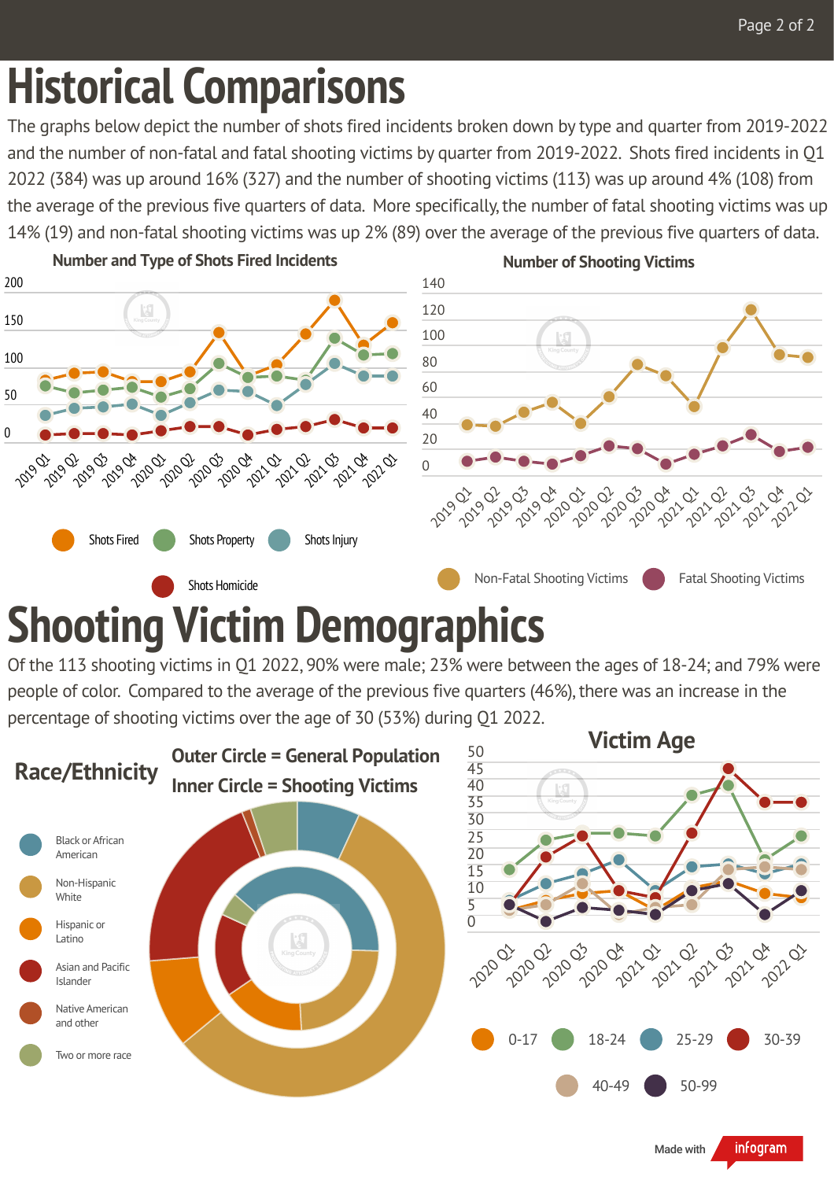# Historical Comparisons

The graphs below depict the number of shots fired incidents broken down by type and quarter from 2019-2022 and the number of non-fatal and fatal shooting victims by quarter from 2019-2022. Shots fired incidents in Q1 2022 (384) was up around 16% (327) and the number of shooting victims (113) was up around 4% (108) from the average of the previous five quarters of data. More specifically, the number of fatal shooting victims was up 14% (19) and non-fatal shooting victims was up 2% (89) over the average of the previous five quarters of data.

**Number and Type of Shots Fired Incidents**

200
150
100
50
0

2019 Q1, 2019 Q2, 2019 Q3, 2019 Q4, 2020 Q1, 2020 Q2, 2020 Q3, 2020 Q4, 2021 Q1, 2021 Q2, 2021 Q3, 2021 Q4, 2022 Q1

Shots Fired, Shots Property, Shots Injury, Shots Homicide

**Number of Shooting Victims**

140
120
100
80
60
40
20
0

2019 Q1, 2019 Q2, 2019 Q3, 2019 Q4, 2020 Q1, 2020 Q2, 2020 Q3, 2020 Q4, 2021 Q1, 2021 Q2, 2021 Q3, 2021 Q4, 2022 Q1

Non-Fatal Shooting Victims, Fatal Shooting Victims

# Shooting Victim Demographics

Of the 113 shooting victims in Q1 2022, 90% were male; 23% were between the ages of 18-24; and 79% were people of color. Compared to the average of the previous five quarters (46%), there was an increase in the percentage of shooting victims over the age of 30 (53%) during Q1 2022.

## Race/Ethnicity

**Outer Circle = General Population**
**Inner Circle = Shooting Victims**

Black or African American
Non-Hispanic White
Hispanic or Latino
Asian and Pacific Islander
Native American and other
Two or more race

## Victim Age

50
45
40
35
30
25
20
15
10
5
0

2020 Q1, 2020 Q2, 2020 Q3, 2020 Q4, 2021 Q1, 2021 Q2, 2021 Q3, 2021 Q4, 2022 Q1

0-17, 18-24, 25-29, 30-39, 40-49, 50-99